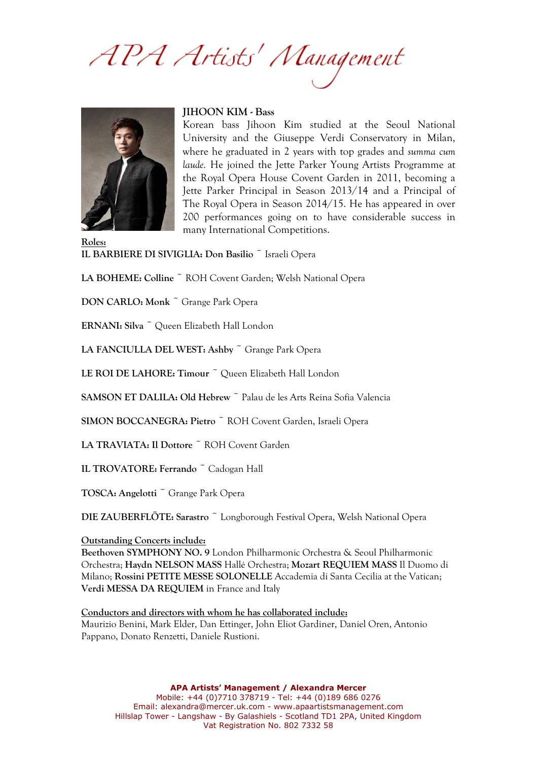# APA Artists' Management

## JIHOON KIM - Bass

Korean bass Jihoon Kim studied at the Seoul National University and the Giuseppe Verdi Conservatory in Milan, where he graduated in 2 years with top grades and *summa cum laude.* He joined the Jette Parker Young Artists Programme at the Royal Opera House Covent Garden in 2011, becoming a Jette Parker Principal in Season 2013/14 and a Principal of The Royal Opera in Season 2014/15. He has appeared in over 200 performances going on to have considerable success in many International Competitions.

**Roles:**

**IL BARBIERE DI SIVIGLIA: Don Basilio** ~ Israeli Opera

**LA BOHEME: Colline** ~ ROH Covent Garden; Welsh National Opera

**DON CARLO: Monk** ~ Grange Park Opera

**ERNANI: Silva** ~ Queen Elizabeth Hall London

**LA FANCIULLA DEL WEST: Ashby** ~ Grange Park Opera

**LE ROI DE LAHORE: Timour** ~ Queen Elizabeth Hall London

**SAMSON ET DALILA: Old Hebrew** ~ Palau de les Arts Reina Sofia Valencia

**SIMON BOCCANEGRA: Pietro** ~ ROH Covent Garden, Israeli Opera

**LA TRAVIATA: Il Dottore** ~ ROH Covent Garden

**IL TROVATORE: Ferrando** ~ Cadogan Hall

**TOSCA: Angelotti** ~ Grange Park Opera

**DIE ZAUBERFLÖTE: Sarastro** ~ Longborough Festival Opera, Welsh National Opera

**Outstanding Concerts include:**

**Beethoven SYMPHONY NO. 9** London Philharmonic Orchestra & Seoul Philharmonic Orchestra; **Haydn NELSON MASS** Hallé Orchestra; **Mozart REQUIEM MASS** Il Duomo di Milano; **Rossini PETITE MESSE SOLONELLE** Accademia di Santa Cecilia at the Vatican; **Verdi MESSA DA REQUIEM** in France and Italy

**Conductors and directors with whom he has collaborated include:**

Maurizio Benini, Mark Elder, Dan Ettinger, John Eliot Gardiner, Daniel Oren, Antonio Pappano, Donato Renzetti, Daniele Rustioni.

**APA Artists' Management / Alexandra Mercer**
Mobile: +44 (0)7710 378719 - Tel: +44 (0)189 686 0276
Email: alexandra@mercer.uk.com - www.apaartistsmanagement.com
Hillslap Tower - Langshaw - By Galashiels - Scotland TD1 2PA, United Kingdom
Vat Registration No. 802 7332 58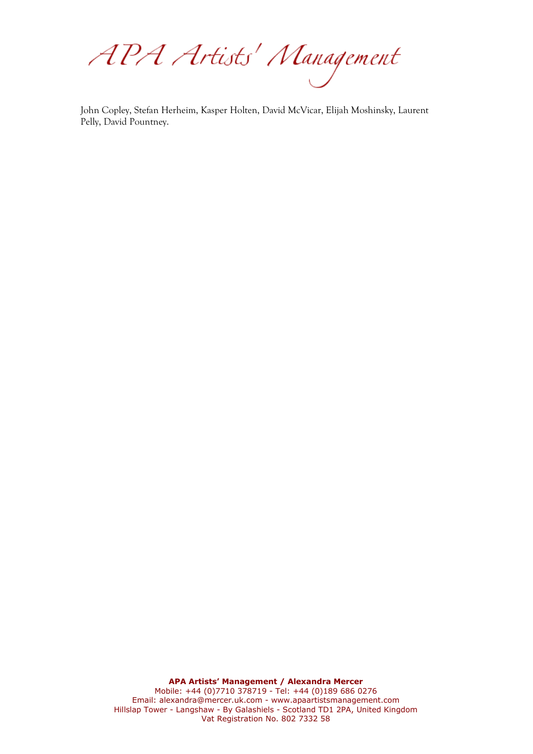John Copley, Stefan Herheim, Kasper Holten, David McVicar, Elijah Moshinsky, Laurent Pelly, David Pountney.